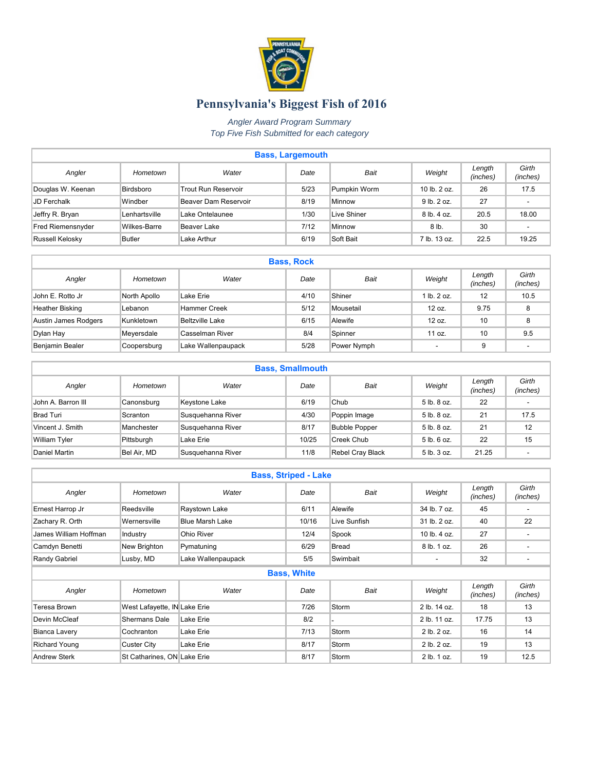# Pennsylvania's Biggest Fish of 2016

*Angler Award Program Summary*
*Top Five Fish Submitted for each category*

## Bass, Largemouth

| Angler | Hometown | Water | Date | Bait | Weight | Length (inches) | Girth (inches) |
|---|---|---|---|---|---|---|---|
| Douglas W. Keenan | Birdsboro | Trout Run Reservoir | 5/23 | Pumpkin Worm | 10 lb. 2 oz. | 26 | 17.5 |
| JD Ferchalk | Windber | Beaver Dam Reservoir | 8/19 | Minnow | 9 lb. 2 oz. | 27 | - |
| Jeffry R. Bryan | Lenhartsville | Lake Ontelaunee | 1/30 | Live Shiner | 8 lb. 4 oz. | 20.5 | 18.00 |
| Fred Riemensnyder | Wilkes-Barre | Beaver Lake | 7/12 | Minnow | 8 lb. | 30 | - |
| Russell Kelosky | Butler | Lake Arthur | 6/19 | Soft Bait | 7 lb. 13 oz. | 22.5 | 19.25 |

## Bass, Rock

| Angler | Hometown | Water | Date | Bait | Weight | Length (inches) | Girth (inches) |
|---|---|---|---|---|---|---|---|
| John E. Rotto Jr | North Apollo | Lake Erie | 4/10 | Shiner | 1 lb. 2 oz. | 12 | 10.5 |
| Heather Bisking | Lebanon | Hammer Creek | 5/12 | Mousetail | 12 oz. | 9.75 | 8 |
| Austin James Rodgers | Kunkletown | Beltzville Lake | 6/15 | Alewife | 12 oz. | 10 | 8 |
| Dylan Hay | Meyersdale | Casselman River | 8/4 | Spinner | 11 oz. | 10 | 9.5 |
| Benjamin Bealer | Coopersburg | Lake Wallenpaupack | 5/28 | Power Nymph | - | 9 | - |

## Bass, Smallmouth

| Angler | Hometown | Water | Date | Bait | Weight | Length (inches) | Girth (inches) |
|---|---|---|---|---|---|---|---|
| John A. Barron III | Canonsburg | Keystone Lake | 6/19 | Chub | 5 lb. 8 oz. | 22 | - |
| Brad Turi | Scranton | Susquehanna River | 4/30 | Poppin Image | 5 lb. 8 oz. | 21 | 17.5 |
| Vincent J. Smith | Manchester | Susquehanna River | 8/17 | Bubble Popper | 5 lb. 8 oz. | 21 | 12 |
| William Tyler | Pittsburgh | Lake Erie | 10/25 | Creek Chub | 5 lb. 6 oz. | 22 | 15 |
| Daniel Martin | Bel Air, MD | Susquehanna River | 11/8 | Rebel Cray Black | 5 lb. 3 oz. | 21.25 | - |

## Bass, Striped - Lake

| Angler | Hometown | Water | Date | Bait | Weight | Length (inches) | Girth (inches) |
|---|---|---|---|---|---|---|---|
| Ernest Harrop Jr | Reedsville | Raystown Lake | 6/11 | Alewife | 34 lb. 7 oz. | 45 | - |
| Zachary R. Orth | Wernersville | Blue Marsh Lake | 10/16 | Live Sunfish | 31 lb. 2 oz. | 40 | 22 |
| James William Hoffman | Industry | Ohio River | 12/4 | Spook | 10 lb. 4 oz. | 27 | - |
| Camdyn Benetti | New Brighton | Pymatuning | 6/29 | Bread | 8 lb. 1 oz. | 26 | - |
| Randy Gabriel | Lusby, MD | Lake Wallenpaupack | 5/5 | Swimbait | - | 32 | - |

## Bass, White

| Angler | Hometown | Water | Date | Bait | Weight | Length (inches) | Girth (inches) |
|---|---|---|---|---|---|---|---|
| Teresa Brown | West Lafayette, IN | Lake Erie | 7/26 | Storm | 2 lb. 14 oz. | 18 | 13 |
| Devin McCleaf | Shermans Dale | Lake Erie | 8/2 | - | 2 lb. 11 oz. | 17.75 | 13 |
| Bianca Lavery | Cochranton | Lake Erie | 7/13 | Storm | 2 lb. 2 oz. | 16 | 14 |
| Richard Young | Custer City | Lake Erie | 8/17 | Storm | 2 lb. 2 oz. | 19 | 13 |
| Andrew Sterk | St Catharines, ON | Lake Erie | 8/17 | Storm | 2 lb. 1 oz. | 19 | 12.5 |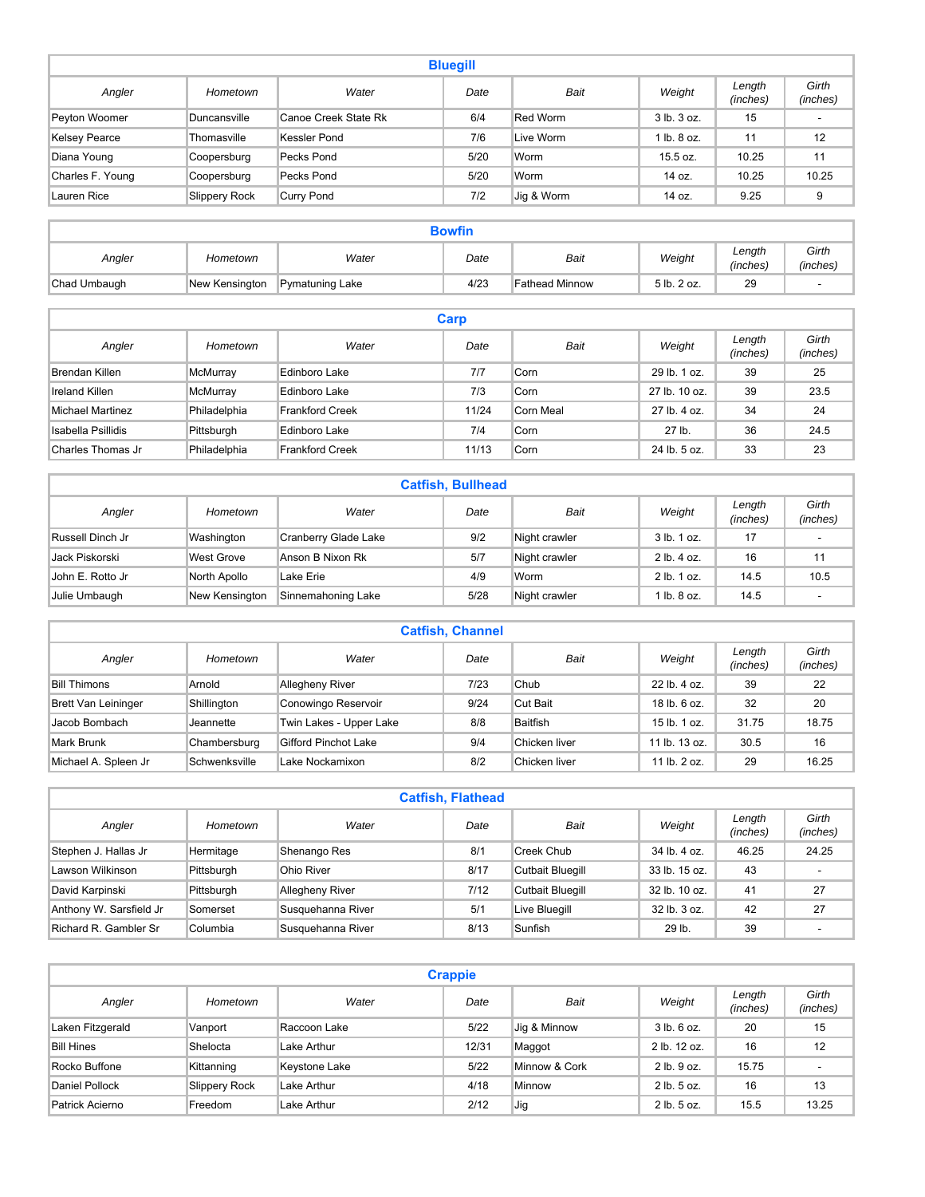## Bluegill

| Angler | Hometown | Water | Date | Bait | Weight | Length (inches) | Girth (inches) |
|---|---|---|---|---|---|---|---|
| Peyton Woomer | Duncansville | Canoe Creek State Rk | 6/4 | Red Worm | 3 lb. 3 oz. | 15 | - |
| Kelsey Pearce | Thomasville | Kessler Pond | 7/6 | Live Worm | 1 lb. 8 oz. | 11 | 12 |
| Diana Young | Coopersburg | Pecks Pond | 5/20 | Worm | 15.5 oz. | 10.25 | 11 |
| Charles F. Young | Coopersburg | Pecks Pond | 5/20 | Worm | 14 oz. | 10.25 | 10.25 |
| Lauren Rice | Slippery Rock | Curry Pond | 7/2 | Jig & Worm | 14 oz. | 9.25 | 9 |

## Bowfin

| Angler | Hometown | Water | Date | Bait | Weight | Length (inches) | Girth (inches) |
|---|---|---|---|---|---|---|---|
| Chad Umbaugh | New Kensington | Pymatuning Lake | 4/23 | Fathead Minnow | 5 lb. 2 oz. | 29 | - |

## Carp

| Angler | Hometown | Water | Date | Bait | Weight | Length (inches) | Girth (inches) |
|---|---|---|---|---|---|---|---|
| Brendan Killen | McMurray | Edinboro Lake | 7/7 | Corn | 29 lb. 1 oz. | 39 | 25 |
| Ireland Killen | McMurray | Edinboro Lake | 7/3 | Corn | 27 lb. 10 oz. | 39 | 23.5 |
| Michael Martinez | Philadelphia | Frankford Creek | 11/24 | Corn Meal | 27 lb. 4 oz. | 34 | 24 |
| Isabella Psillidis | Pittsburgh | Edinboro Lake | 7/4 | Corn | 27 lb. | 36 | 24.5 |
| Charles Thomas Jr | Philadelphia | Frankford Creek | 11/13 | Corn | 24 lb. 5 oz. | 33 | 23 |

## Catfish, Bullhead

| Angler | Hometown | Water | Date | Bait | Weight | Length (inches) | Girth (inches) |
|---|---|---|---|---|---|---|---|
| Russell Dinch Jr | Washington | Cranberry Glade Lake | 9/2 | Night crawler | 3 lb. 1 oz. | 17 | - |
| Jack Piskorski | West Grove | Anson B Nixon Rk | 5/7 | Night crawler | 2 lb. 4 oz. | 16 | 11 |
| John E. Rotto Jr | North Apollo | Lake Erie | 4/9 | Worm | 2 lb. 1 oz. | 14.5 | 10.5 |
| Julie Umbaugh | New Kensington | Sinnemahoning Lake | 5/28 | Night crawler | 1 lb. 8 oz. | 14.5 | - |

## Catfish, Channel

| Angler | Hometown | Water | Date | Bait | Weight | Length (inches) | Girth (inches) |
|---|---|---|---|---|---|---|---|
| Bill Thimons | Arnold | Allegheny River | 7/23 | Chub | 22 lb. 4 oz. | 39 | 22 |
| Brett Van Leininger | Shillington | Conowingo Reservoir | 9/24 | Cut Bait | 18 lb. 6 oz. | 32 | 20 |
| Jacob Bombach | Jeannette | Twin Lakes - Upper Lake | 8/8 | Baitfish | 15 lb. 1 oz. | 31.75 | 18.75 |
| Mark Brunk | Chambersburg | Gifford Pinchot Lake | 9/4 | Chicken liver | 11 lb. 13 oz. | 30.5 | 16 |
| Michael A. Spleen Jr | Schwenksville | Lake Nockamixon | 8/2 | Chicken liver | 11 lb. 2 oz. | 29 | 16.25 |

## Catfish, Flathead

| Angler | Hometown | Water | Date | Bait | Weight | Length (inches) | Girth (inches) |
|---|---|---|---|---|---|---|---|
| Stephen J. Hallas Jr | Hermitage | Shenango Res | 8/1 | Creek Chub | 34 lb. 4 oz. | 46.25 | 24.25 |
| Lawson Wilkinson | Pittsburgh | Ohio River | 8/17 | Cutbait Bluegill | 33 lb. 15 oz. | 43 | - |
| David Karpinski | Pittsburgh | Allegheny River | 7/12 | Cutbait Bluegill | 32 lb. 10 oz. | 41 | 27 |
| Anthony W. Sarsfield Jr | Somerset | Susquehanna River | 5/1 | Live Bluegill | 32 lb. 3 oz. | 42 | 27 |
| Richard R. Gambler Sr | Columbia | Susquehanna River | 8/13 | Sunfish | 29 lb. | 39 | - |

## Crappie

| Angler | Hometown | Water | Date | Bait | Weight | Length (inches) | Girth (inches) |
|---|---|---|---|---|---|---|---|
| Laken Fitzgerald | Vanport | Raccoon Lake | 5/22 | Jig & Minnow | 3 lb. 6 oz. | 20 | 15 |
| Bill Hines | Shelocta | Lake Arthur | 12/31 | Maggot | 2 lb. 12 oz. | 16 | 12 |
| Rocko Buffone | Kittanning | Keystone Lake | 5/22 | Minnow & Cork | 2 lb. 9 oz. | 15.75 | - |
| Daniel Pollock | Slippery Rock | Lake Arthur | 4/18 | Minnow | 2 lb. 5 oz. | 16 | 13 |
| Patrick Acierno | Freedom | Lake Arthur | 2/12 | Jig | 2 lb. 5 oz. | 15.5 | 13.25 |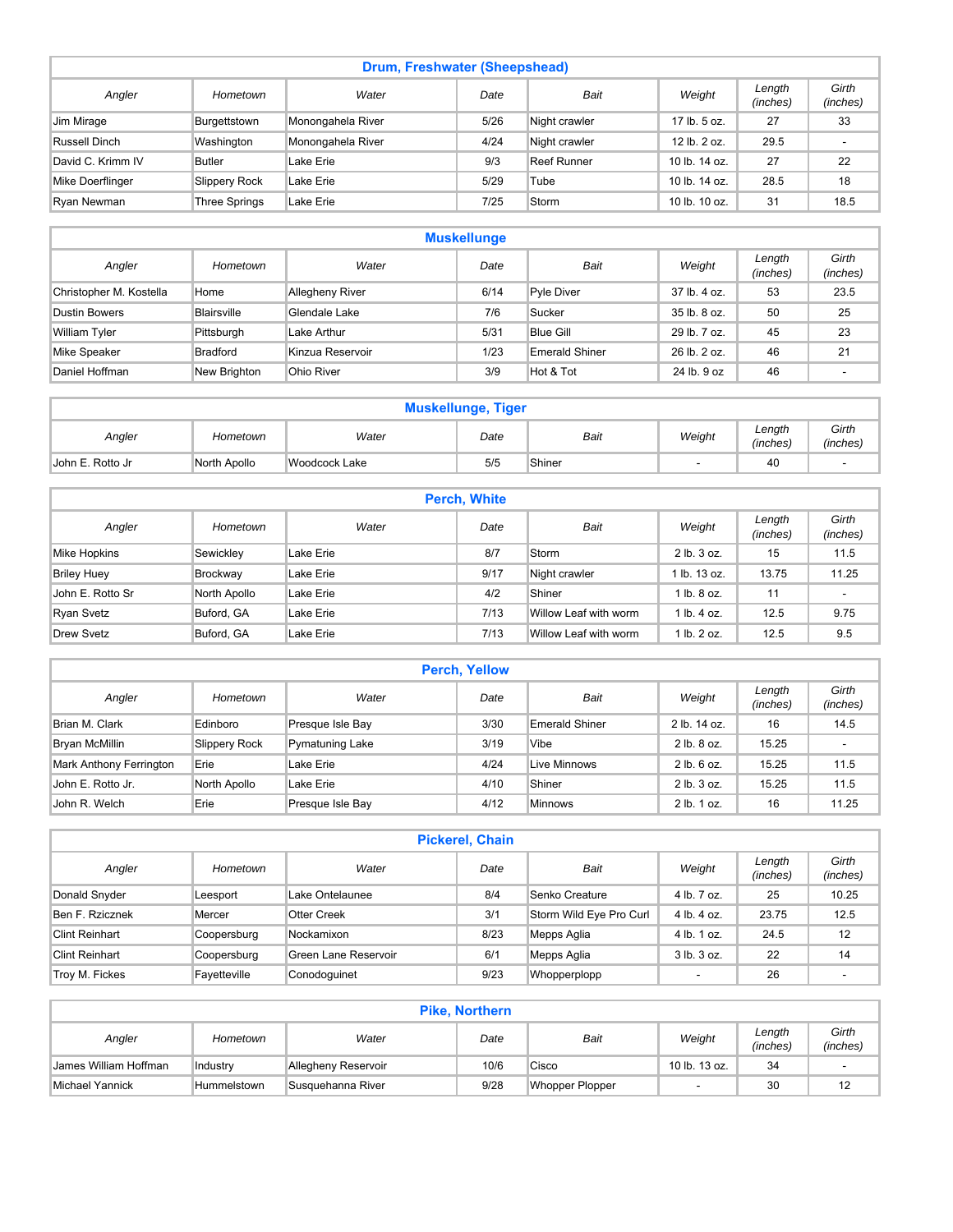## Drum, Freshwater (Sheepshead)

| Angler | Hometown | Water | Date | Bait | Weight | Length (inches) | Girth (inches) |
|---|---|---|---|---|---|---|---|
| Jim Mirage | Burgettstown | Monongahela River | 5/26 | Night crawler | 17 lb. 5 oz. | 27 | 33 |
| Russell Dinch | Washington | Monongahela River | 4/24 | Night crawler | 12 lb. 2 oz. | 29.5 | - |
| David C. Krimm IV | Butler | Lake Erie | 9/3 | Reef Runner | 10 lb. 14 oz. | 27 | 22 |
| Mike Doerflinger | Slippery Rock | Lake Erie | 5/29 | Tube | 10 lb. 14 oz. | 28.5 | 18 |
| Ryan Newman | Three Springs | Lake Erie | 7/25 | Storm | 10 lb. 10 oz. | 31 | 18.5 |

## Muskellunge

| Angler | Hometown | Water | Date | Bait | Weight | Length (inches) | Girth (inches) |
|---|---|---|---|---|---|---|---|
| Christopher M. Kostella | Home | Allegheny River | 6/14 | Pyle Diver | 37 lb. 4 oz. | 53 | 23.5 |
| Dustin Bowers | Blairsville | Glendale Lake | 7/6 | Sucker | 35 lb. 8 oz. | 50 | 25 |
| William Tyler | Pittsburgh | Lake Arthur | 5/31 | Blue Gill | 29 lb. 7 oz. | 45 | 23 |
| Mike Speaker | Bradford | Kinzua Reservoir | 1/23 | Emerald Shiner | 26 lb. 2 oz. | 46 | 21 |
| Daniel Hoffman | New Brighton | Ohio River | 3/9 | Hot & Tot | 24 lb. 9 oz | 46 | - |

## Muskellunge, Tiger

| Angler | Hometown | Water | Date | Bait | Weight | Length (inches) | Girth (inches) |
|---|---|---|---|---|---|---|---|
| John E. Rotto Jr | North Apollo | Woodcock Lake | 5/5 | Shiner | - | 40 | - |

## Perch, White

| Angler | Hometown | Water | Date | Bait | Weight | Length (inches) | Girth (inches) |
|---|---|---|---|---|---|---|---|
| Mike Hopkins | Sewickley | Lake Erie | 8/7 | Storm | 2 lb. 3 oz. | 15 | 11.5 |
| Briley Huey | Brockway | Lake Erie | 9/17 | Night crawler | 1 lb. 13 oz. | 13.75 | 11.25 |
| John E. Rotto Sr | North Apollo | Lake Erie | 4/2 | Shiner | 1 lb. 8 oz. | 11 | - |
| Ryan Svetz | Buford, GA | Lake Erie | 7/13 | Willow Leaf with worm | 1 lb. 4 oz. | 12.5 | 9.75 |
| Drew Svetz | Buford, GA | Lake Erie | 7/13 | Willow Leaf with worm | 1 lb. 2 oz. | 12.5 | 9.5 |

## Perch, Yellow

| Angler | Hometown | Water | Date | Bait | Weight | Length (inches) | Girth (inches) |
|---|---|---|---|---|---|---|---|
| Brian M. Clark | Edinboro | Presque Isle Bay | 3/30 | Emerald Shiner | 2 lb. 14 oz. | 16 | 14.5 |
| Bryan McMillin | Slippery Rock | Pymatuning Lake | 3/19 | Vibe | 2 lb. 8 oz. | 15.25 | - |
| Mark Anthony Ferrington | Erie | Lake Erie | 4/24 | Live Minnows | 2 lb. 6 oz. | 15.25 | 11.5 |
| John E. Rotto Jr. | North Apollo | Lake Erie | 4/10 | Shiner | 2 lb. 3 oz. | 15.25 | 11.5 |
| John R. Welch | Erie | Presque Isle Bay | 4/12 | Minnows | 2 lb. 1 oz. | 16 | 11.25 |

## Pickerel, Chain

| Angler | Hometown | Water | Date | Bait | Weight | Length (inches) | Girth (inches) |
|---|---|---|---|---|---|---|---|
| Donald Snyder | Leesport | Lake Ontelaunee | 8/4 | Senko Creature | 4 lb. 7 oz. | 25 | 10.25 |
| Ben F. Rzicznek | Mercer | Otter Creek | 3/1 | Storm Wild Eye Pro Curl | 4 lb. 4 oz. | 23.75 | 12.5 |
| Clint Reinhart | Coopersburg | Nockamixon | 8/23 | Mepps Aglia | 4 lb. 1 oz. | 24.5 | 12 |
| Clint Reinhart | Coopersburg | Green Lane Reservoir | 6/1 | Mepps Aglia | 3 lb. 3 oz. | 22 | 14 |
| Troy M. Fickes | Fayetteville | Conodoguinet | 9/23 | Whopperplopp | - | 26 | - |

## Pike, Northern

| Angler | Hometown | Water | Date | Bait | Weight | Length (inches) | Girth (inches) |
|---|---|---|---|---|---|---|---|
| James William Hoffman | Industry | Allegheny Reservoir | 10/6 | Cisco | 10 lb. 13 oz. | 34 | - |
| Michael Yannick | Hummelstown | Susquehanna River | 9/28 | Whopper Plopper | - | 30 | 12 |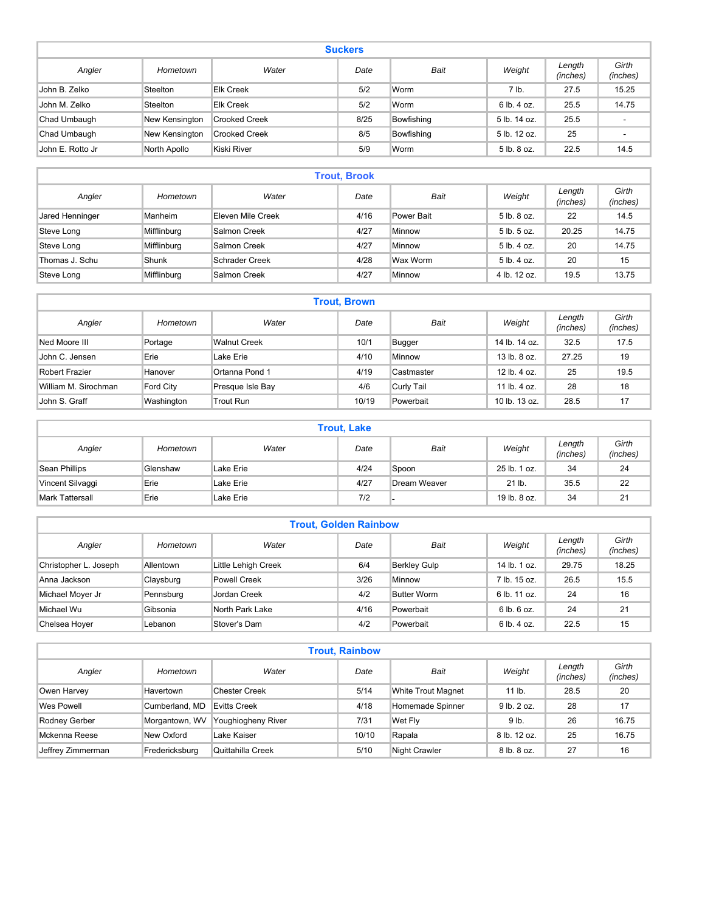## Suckers

| Angler | Hometown | Water | Date | Bait | Weight | Length (inches) | Girth (inches) |
|---|---|---|---|---|---|---|---|
| John B. Zelko | Steelton | Elk Creek | 5/2 | Worm | 7 lb. | 27.5 | 15.25 |
| John M. Zelko | Steelton | Elk Creek | 5/2 | Worm | 6 lb. 4 oz. | 25.5 | 14.75 |
| Chad Umbaugh | New Kensington | Crooked Creek | 8/25 | Bowfishing | 5 lb. 14 oz. | 25.5 | - |
| Chad Umbaugh | New Kensington | Crooked Creek | 8/5 | Bowfishing | 5 lb. 12 oz. | 25 | - |
| John E. Rotto Jr | North Apollo | Kiski River | 5/9 | Worm | 5 lb. 8 oz. | 22.5 | 14.5 |

## Trout, Brook

| Angler | Hometown | Water | Date | Bait | Weight | Length (inches) | Girth (inches) |
|---|---|---|---|---|---|---|---|
| Jared Henninger | Manheim | Eleven Mile Creek | 4/16 | Power Bait | 5 lb. 8 oz. | 22 | 14.5 |
| Steve Long | Mifflinburg | Salmon Creek | 4/27 | Minnow | 5 lb. 5 oz. | 20.25 | 14.75 |
| Steve Long | Mifflinburg | Salmon Creek | 4/27 | Minnow | 5 lb. 4 oz. | 20 | 14.75 |
| Thomas J. Schu | Shunk | Schrader Creek | 4/28 | Wax Worm | 5 lb. 4 oz. | 20 | 15 |
| Steve Long | Mifflinburg | Salmon Creek | 4/27 | Minnow | 4 lb. 12 oz. | 19.5 | 13.75 |

## Trout, Brown

| Angler | Hometown | Water | Date | Bait | Weight | Length (inches) | Girth (inches) |
|---|---|---|---|---|---|---|---|
| Ned Moore III | Portage | Walnut Creek | 10/1 | Bugger | 14 lb. 14 oz. | 32.5 | 17.5 |
| John C. Jensen | Erie | Lake Erie | 4/10 | Minnow | 13 lb. 8 oz. | 27.25 | 19 |
| Robert Frazier | Hanover | Ortanna Pond 1 | 4/19 | Castmaster | 12 lb. 4 oz. | 25 | 19.5 |
| William M. Sirochman | Ford City | Presque Isle Bay | 4/6 | Curly Tail | 11 lb. 4 oz. | 28 | 18 |
| John S. Graff | Washington | Trout Run | 10/19 | Powerbait | 10 lb. 13 oz. | 28.5 | 17 |

## Trout, Lake

| Angler | Hometown | Water | Date | Bait | Weight | Length (inches) | Girth (inches) |
|---|---|---|---|---|---|---|---|
| Sean Phillips | Glenshaw | Lake Erie | 4/24 | Spoon | 25 lb. 1 oz. | 34 | 24 |
| Vincent Silvaggi | Erie | Lake Erie | 4/27 | Dream Weaver | 21 lb. | 35.5 | 22 |
| Mark Tattersall | Erie | Lake Erie | 7/2 | - | 19 lb. 8 oz. | 34 | 21 |

## Trout, Golden Rainbow

| Angler | Hometown | Water | Date | Bait | Weight | Length (inches) | Girth (inches) |
|---|---|---|---|---|---|---|---|
| Christopher L. Joseph | Allentown | Little Lehigh Creek | 6/4 | Berkley Gulp | 14 lb. 1 oz. | 29.75 | 18.25 |
| Anna Jackson | Claysburg | Powell Creek | 3/26 | Minnow | 7 lb. 15 oz. | 26.5 | 15.5 |
| Michael Moyer Jr | Pennsburg | Jordan Creek | 4/2 | Butter Worm | 6 lb. 11 oz. | 24 | 16 |
| Michael Wu | Gibsonia | North Park Lake | 4/16 | Powerbait | 6 lb. 6 oz. | 24 | 21 |
| Chelsea Hoyer | Lebanon | Stover's Dam | 4/2 | Powerbait | 6 lb. 4 oz. | 22.5 | 15 |

## Trout, Rainbow

| Angler | Hometown | Water | Date | Bait | Weight | Length (inches) | Girth (inches) |
|---|---|---|---|---|---|---|---|
| Owen Harvey | Havertown | Chester Creek | 5/14 | White Trout Magnet | 11 lb. | 28.5 | 20 |
| Wes Powell | Cumberland, MD | Evitts Creek | 4/18 | Homemade Spinner | 9 lb. 2 oz. | 28 | 17 |
| Rodney Gerber | Morgantown, WV | Youghiogheny River | 7/31 | Wet Fly | 9 lb. | 26 | 16.75 |
| Mckenna Reese | New Oxford | Lake Kaiser | 10/10 | Rapala | 8 lb. 12 oz. | 25 | 16.75 |
| Jeffrey Zimmerman | Fredericksburg | Quittahilla Creek | 5/10 | Night Crawler | 8 lb. 8 oz. | 27 | 16 |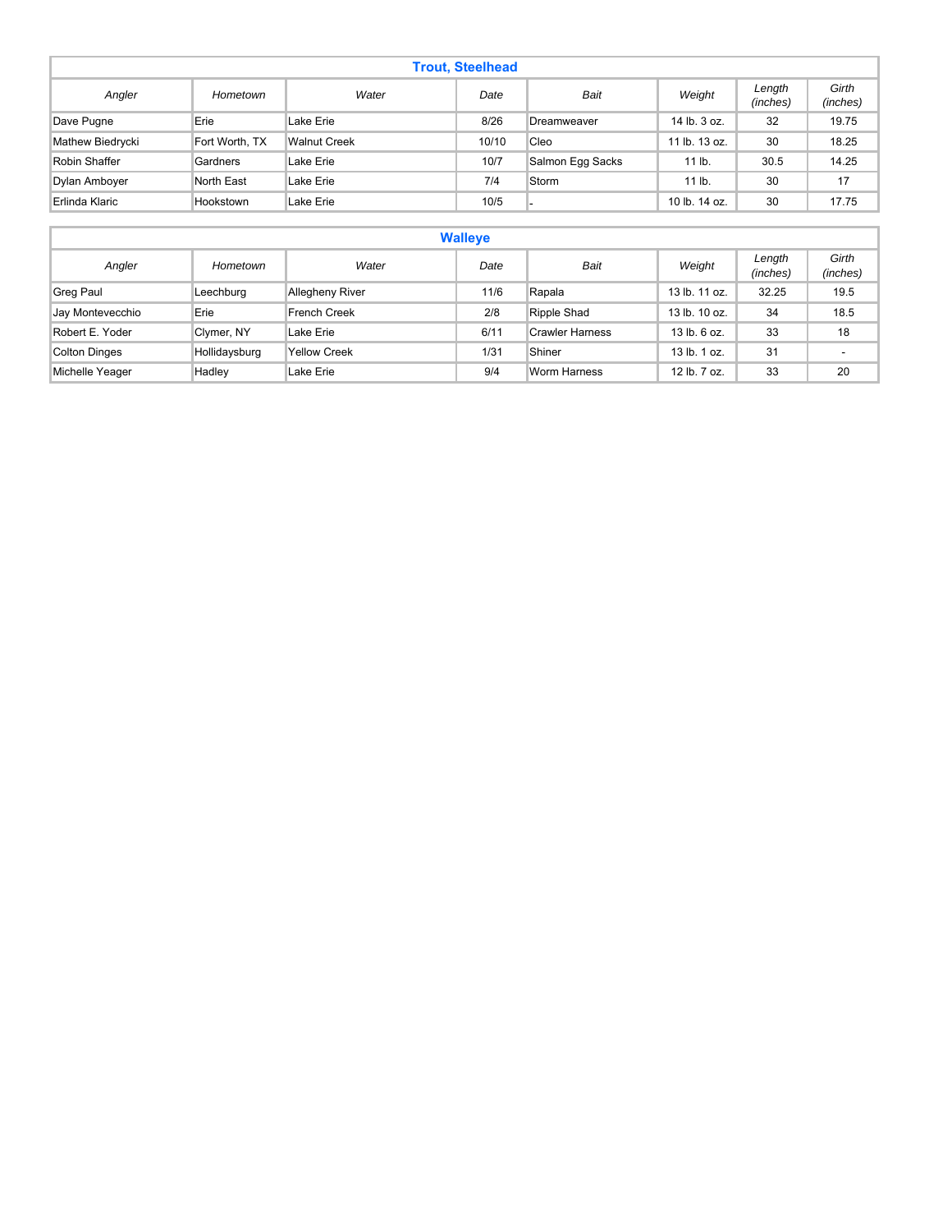## Trout, Steelhead

| Angler | Hometown | Water | Date | Bait | Weight | Length (inches) | Girth (inches) |
|---|---|---|---|---|---|---|---|
| Dave Pugne | Erie | Lake Erie | 8/26 | Dreamweaver | 14 lb. 3 oz. | 32 | 19.75 |
| Mathew Biedrycki | Fort Worth, TX | Walnut Creek | 10/10 | Cleo | 11 lb. 13 oz. | 30 | 18.25 |
| Robin Shaffer | Gardners | Lake Erie | 10/7 | Salmon Egg Sacks | 11 lb. | 30.5 | 14.25 |
| Dylan Amboyer | North East | Lake Erie | 7/4 | Storm | 11 lb. | 30 | 17 |
| Erlinda Klaric | Hookstown | Lake Erie | 10/5 | - | 10 lb. 14 oz. | 30 | 17.75 |

## Walleye

| Angler | Hometown | Water | Date | Bait | Weight | Length (inches) | Girth (inches) |
|---|---|---|---|---|---|---|---|
| Greg Paul | Leechburg | Allegheny River | 11/6 | Rapala | 13 lb. 11 oz. | 32.25 | 19.5 |
| Jay Montevecchio | Erie | French Creek | 2/8 | Ripple Shad | 13 lb. 10 oz. | 34 | 18.5 |
| Robert E. Yoder | Clymer, NY | Lake Erie | 6/11 | Crawler Harness | 13 lb. 6 oz. | 33 | 18 |
| Colton Dinges | Hollidaysburg | Yellow Creek | 1/31 | Shiner | 13 lb. 1 oz. | 31 | - |
| Michelle Yeager | Hadley | Lake Erie | 9/4 | Worm Harness | 12 lb. 7 oz. | 33 | 20 |